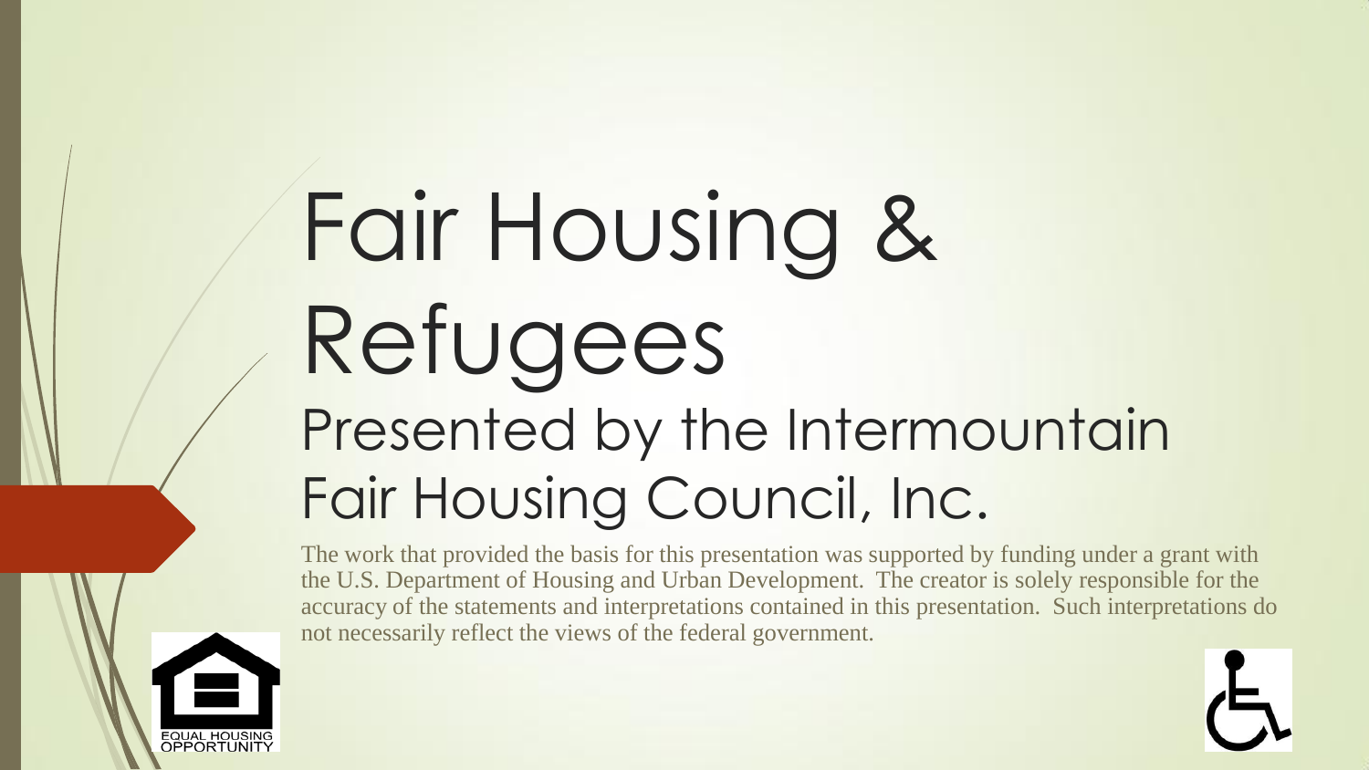# Fair Housing & Refugees

## Presented by the Intermountain Fair Housing Council, Inc.

The work that provided the basis for this presentation was supported by funding under a grant with the U.S. Department of Housing and Urban Development. The creator is solely responsible for the accuracy of the statements and interpretations contained in this presentation. Such interpretations do not necessarily reflect the views of the federal government.

EQUAL HOUSING OPPORTUNITY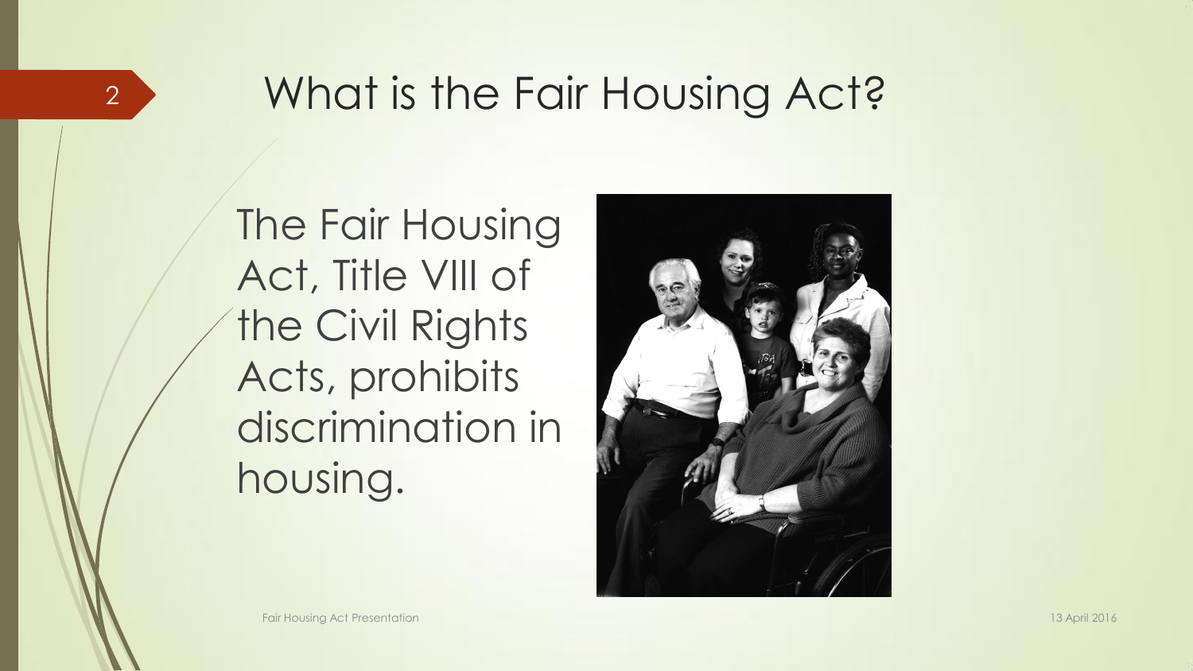# What is the Fair Housing Act?

The Fair Housing Act, Title VIII of the Civil Rights Acts, prohibits discrimination in housing.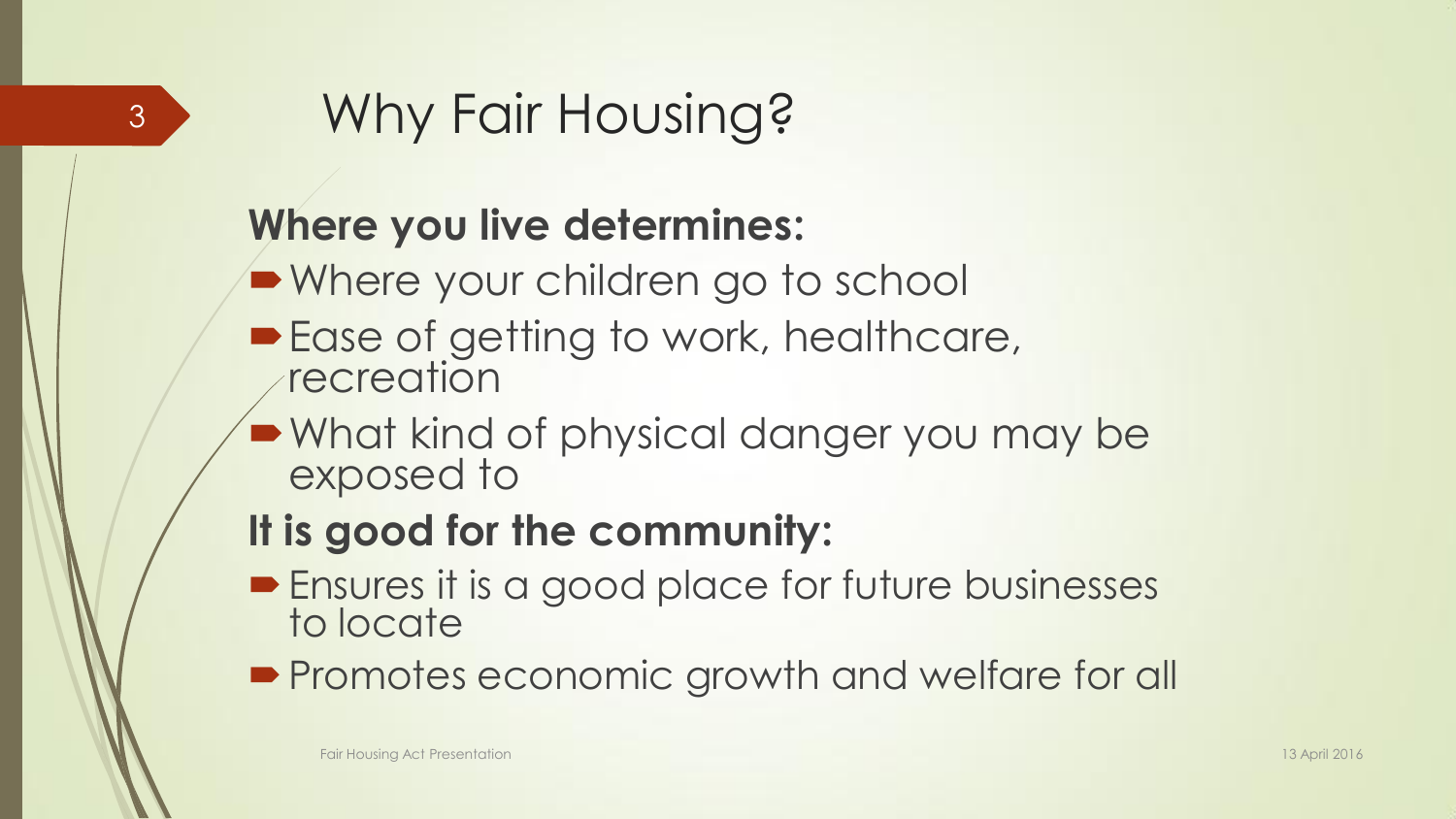# Why Fair Housing?

**Where you live determines:**

- Where your children go to school
- Ease of getting to work, healthcare, recreation
- What kind of physical danger you may be exposed to

**It is good for the community:**

- Ensures it is a good place for future businesses to locate
- Promotes economic growth and welfare for all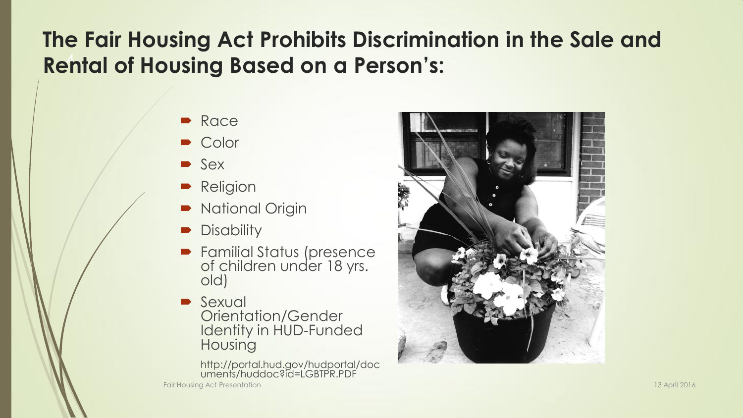# The Fair Housing Act Prohibits Discrimination in the Sale and Rental of Housing Based on a Person's:

- Race
- Color
- Sex
- Religion
- National Origin
- Disability
- Familial Status (presence of children under 18 yrs. old)
- Sexual Orientation/Gender Identity in HUD-Funded Housing

http://portal.hud.gov/hudportal/documents/huddoc?id=LGBTPR.PDF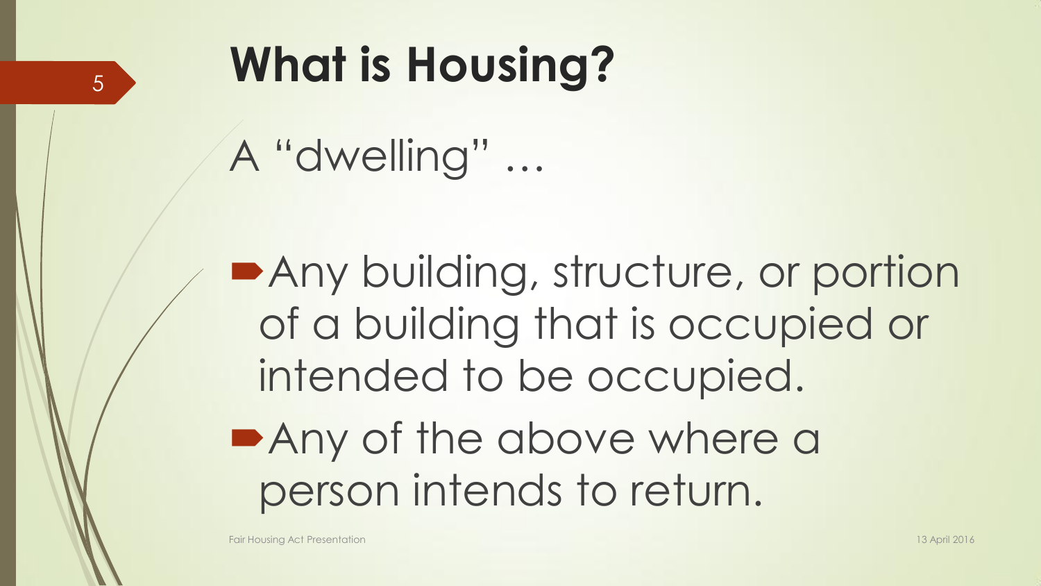# What is Housing?

A "dwelling" …

- Any building, structure, or portion of a building that is occupied or intended to be occupied.
- Any of the above where a person intends to return.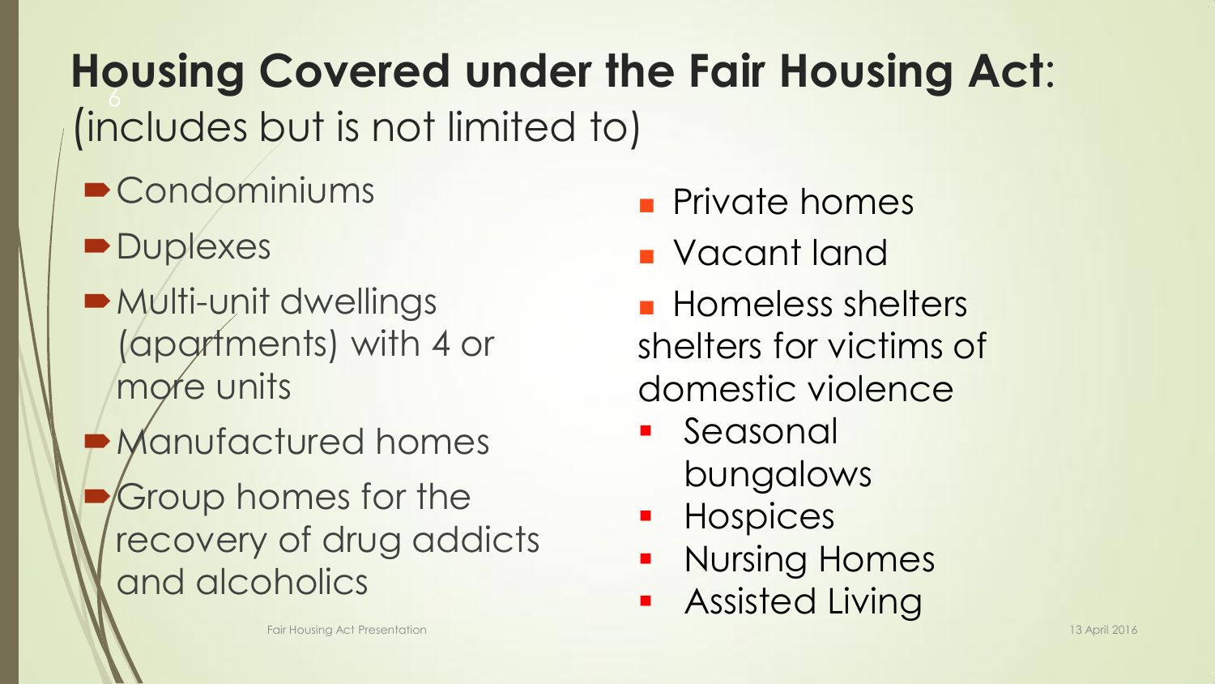# Housing Covered under the Fair Housing Act: (includes but is not limited to)

- Condominiums
- Duplexes
- Multi-unit dwellings (apartments) with 4 or more units
- Manufactured homes
- Group homes for the recovery of drug addicts and alcoholics

- Private homes
- Vacant land
- Homeless shelters shelters for victims of domestic violence
- Seasonal bungalows
- Hospices
- Nursing Homes
- Assisted Living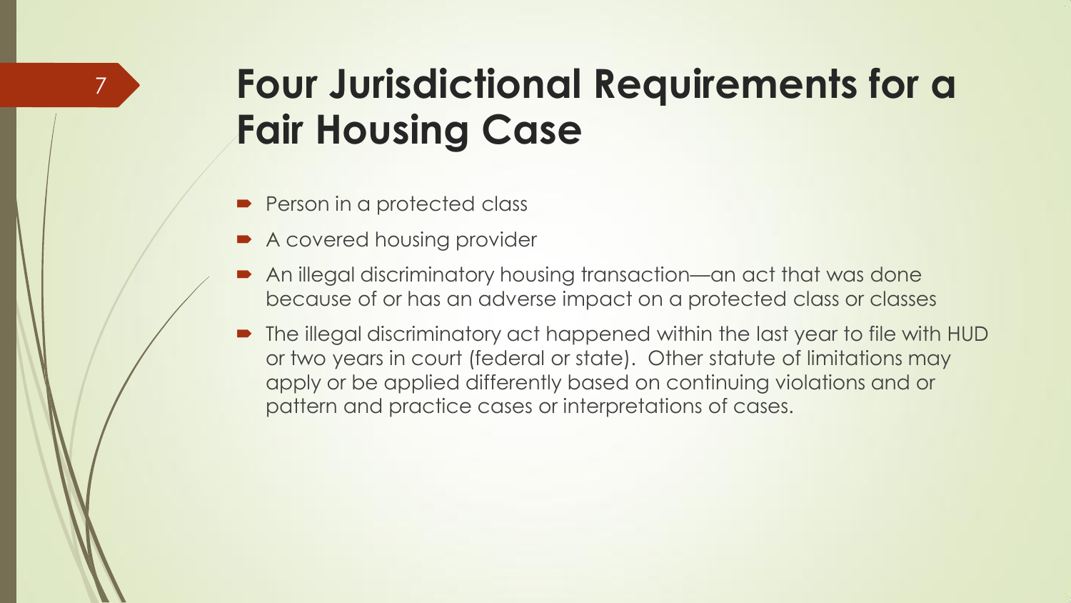# Four Jurisdictional Requirements for a Fair Housing Case

- Person in a protected class
- A covered housing provider
- An illegal discriminatory housing transaction—an act that was done because of or has an adverse impact on a protected class or classes
- The illegal discriminatory act happened within the last year to file with HUD or two years in court (federal or state). Other statute of limitations may apply or be applied differently based on continuing violations and or pattern and practice cases or interpretations of cases.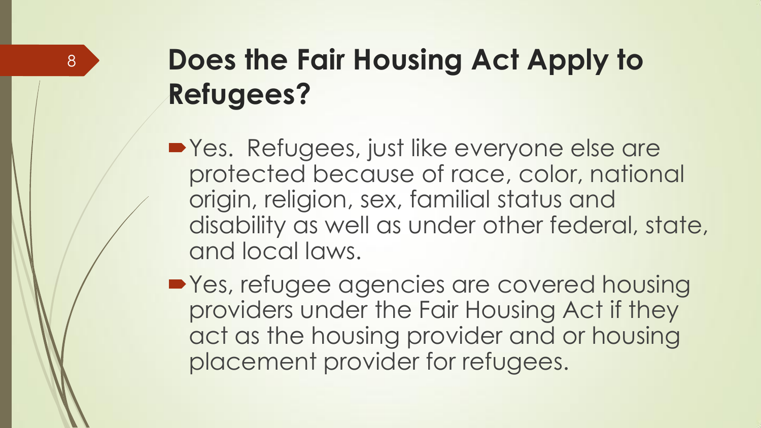# Does the Fair Housing Act Apply to Refugees?

- Yes.  Refugees, just like everyone else are protected because of race, color, national origin, religion, sex, familial status and disability as well as under other federal, state, and local laws.
- Yes, refugee agencies are covered housing providers under the Fair Housing Act if they act as the housing provider and or housing placement provider for refugees.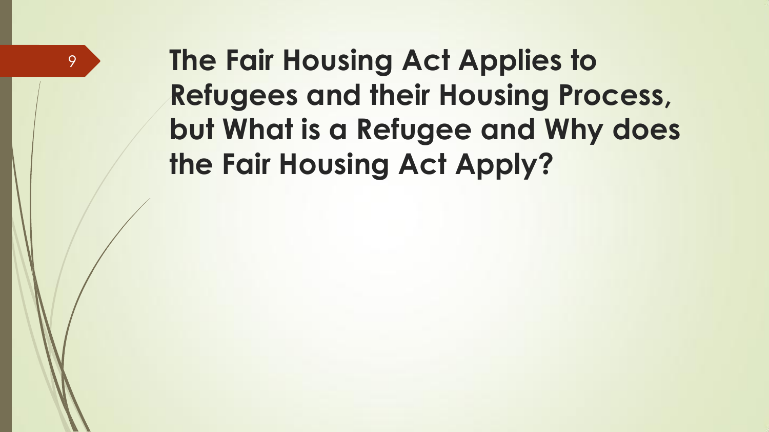# The Fair Housing Act Applies to Refugees and their Housing Process, but What is a Refugee and Why does the Fair Housing Act Apply?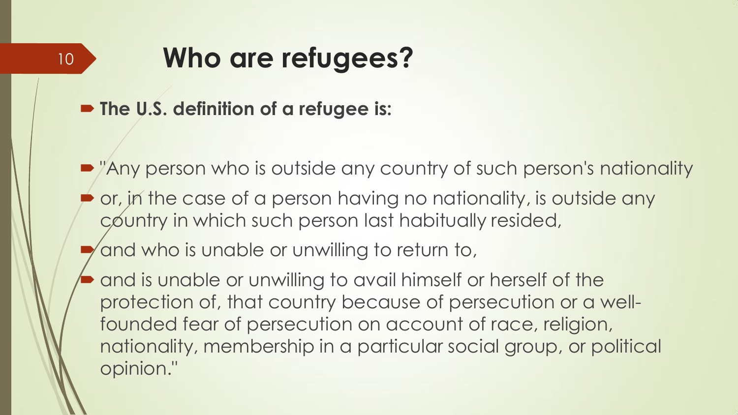# Who are refugees?

- **The U.S. definition of a refugee is:**

- "Any person who is outside any country of such person's nationality
- or, in the case of a person having no nationality, is outside any country in which such person last habitually resided,
- and who is unable or unwilling to return to,
- and is unable or unwilling to avail himself or herself of the protection of, that country because of persecution or a well-founded fear of persecution on account of race, religion, nationality, membership in a particular social group, or political opinion."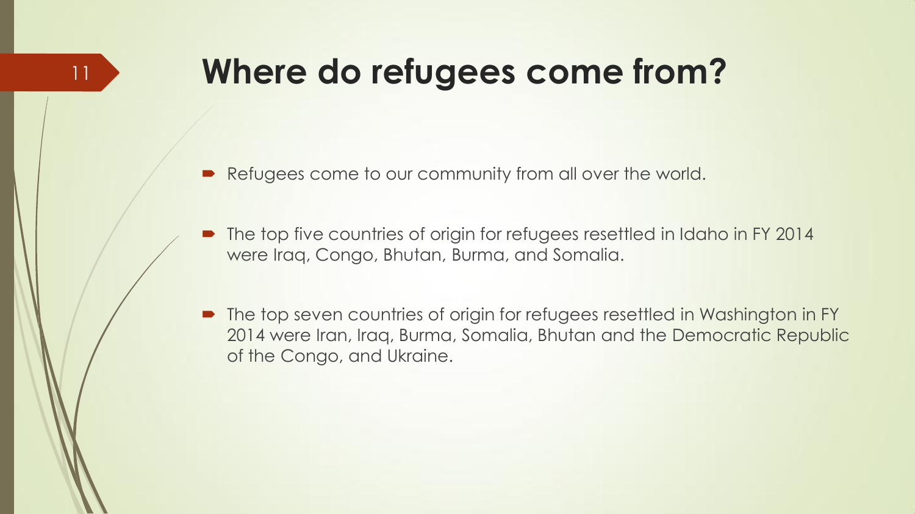# Where do refugees come from?

- Refugees come to our community from all over the world.
- The top five countries of origin for refugees resettled in Idaho in FY 2014 were Iraq, Congo, Bhutan, Burma, and Somalia.
- The top seven countries of origin for refugees resettled in Washington in FY 2014 were Iran, Iraq, Burma, Somalia, Bhutan and the Democratic Republic of the Congo, and Ukraine.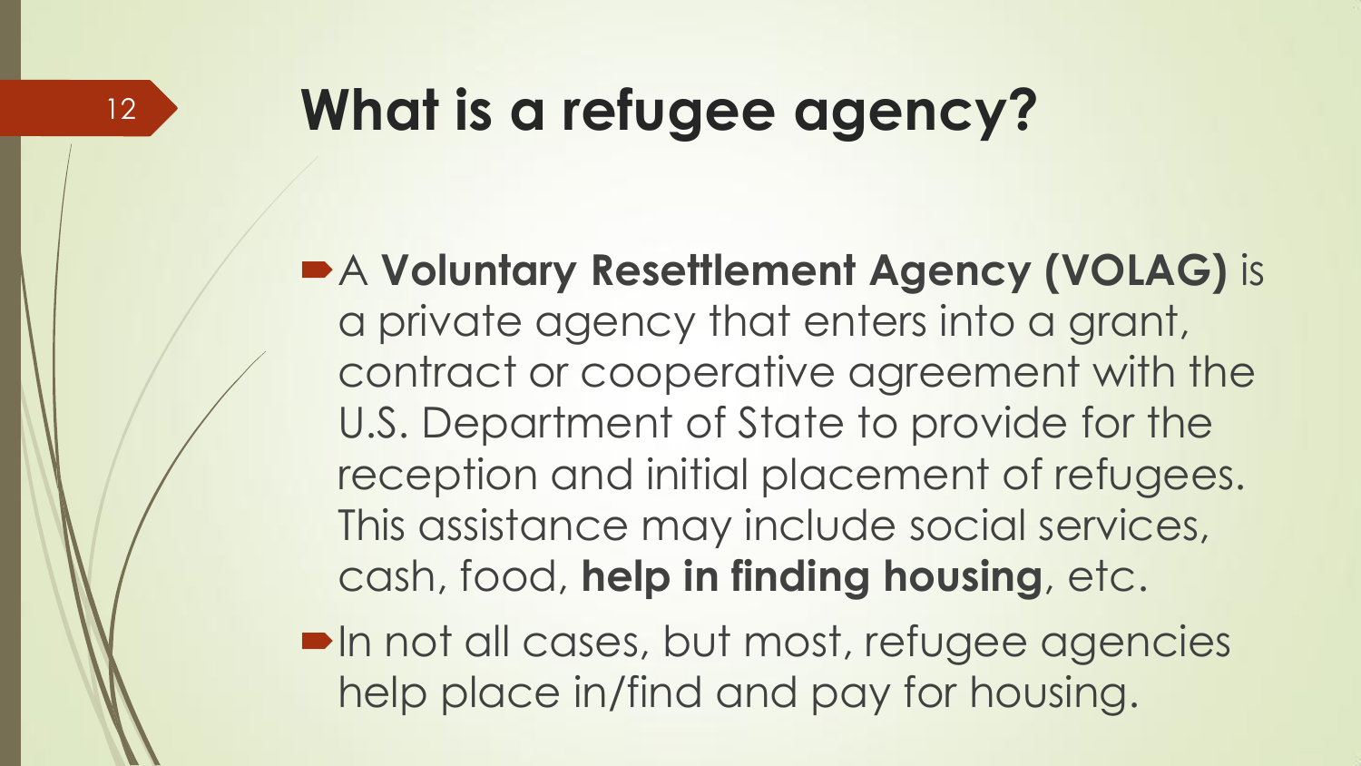# What is a refugee agency?

- A **Voluntary Resettlement Agency (VOLAG)** is a private agency that enters into a grant, contract or cooperative agreement with the U.S. Department of State to provide for the reception and initial placement of refugees. This assistance may include social services, cash, food, **help in finding housing**, etc.
- In not all cases, but most, refugee agencies help place in/find and pay for housing.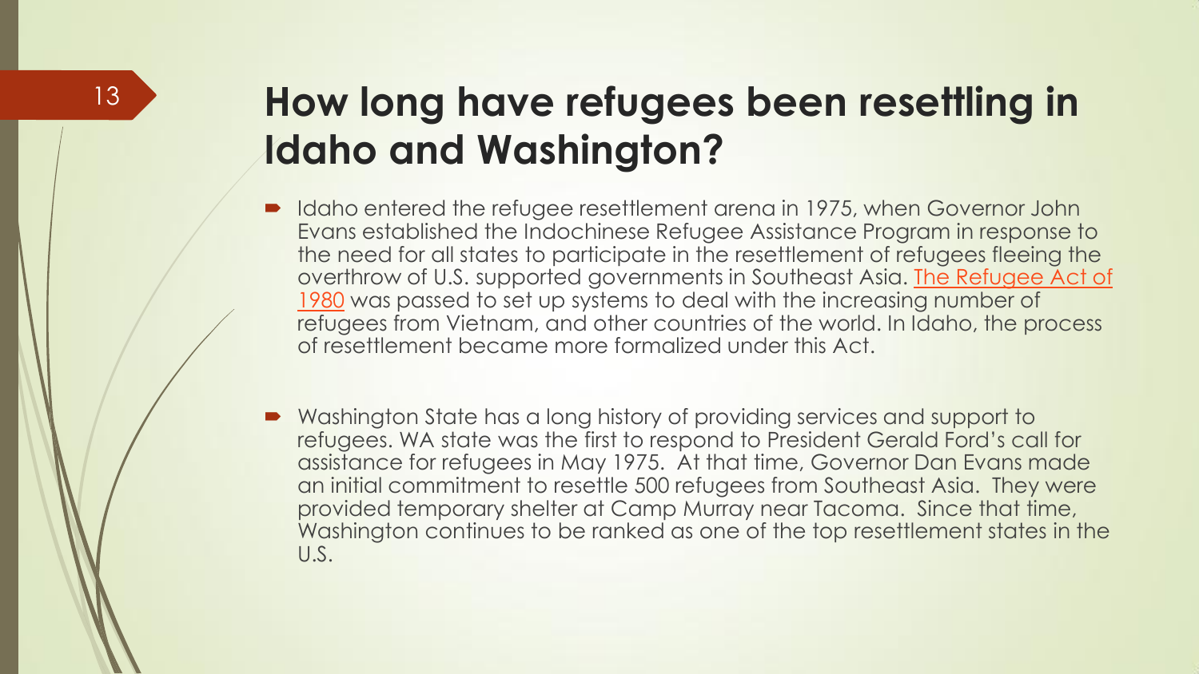# How long have refugees been resettling in Idaho and Washington?

- Idaho entered the refugee resettlement arena in 1975, when Governor John Evans established the Indochinese Refugee Assistance Program in response to the need for all states to participate in the resettlement of refugees fleeing the overthrow of U.S. supported governments in Southeast Asia. The Refugee Act of 1980 was passed to set up systems to deal with the increasing number of refugees from Vietnam, and other countries of the world. In Idaho, the process of resettlement became more formalized under this Act.

- Washington State has a long history of providing services and support to refugees. WA state was the first to respond to President Gerald Ford's call for assistance for refugees in May 1975. At that time, Governor Dan Evans made an initial commitment to resettle 500 refugees from Southeast Asia. They were provided temporary shelter at Camp Murray near Tacoma. Since that time, Washington continues to be ranked as one of the top resettlement states in the U.S.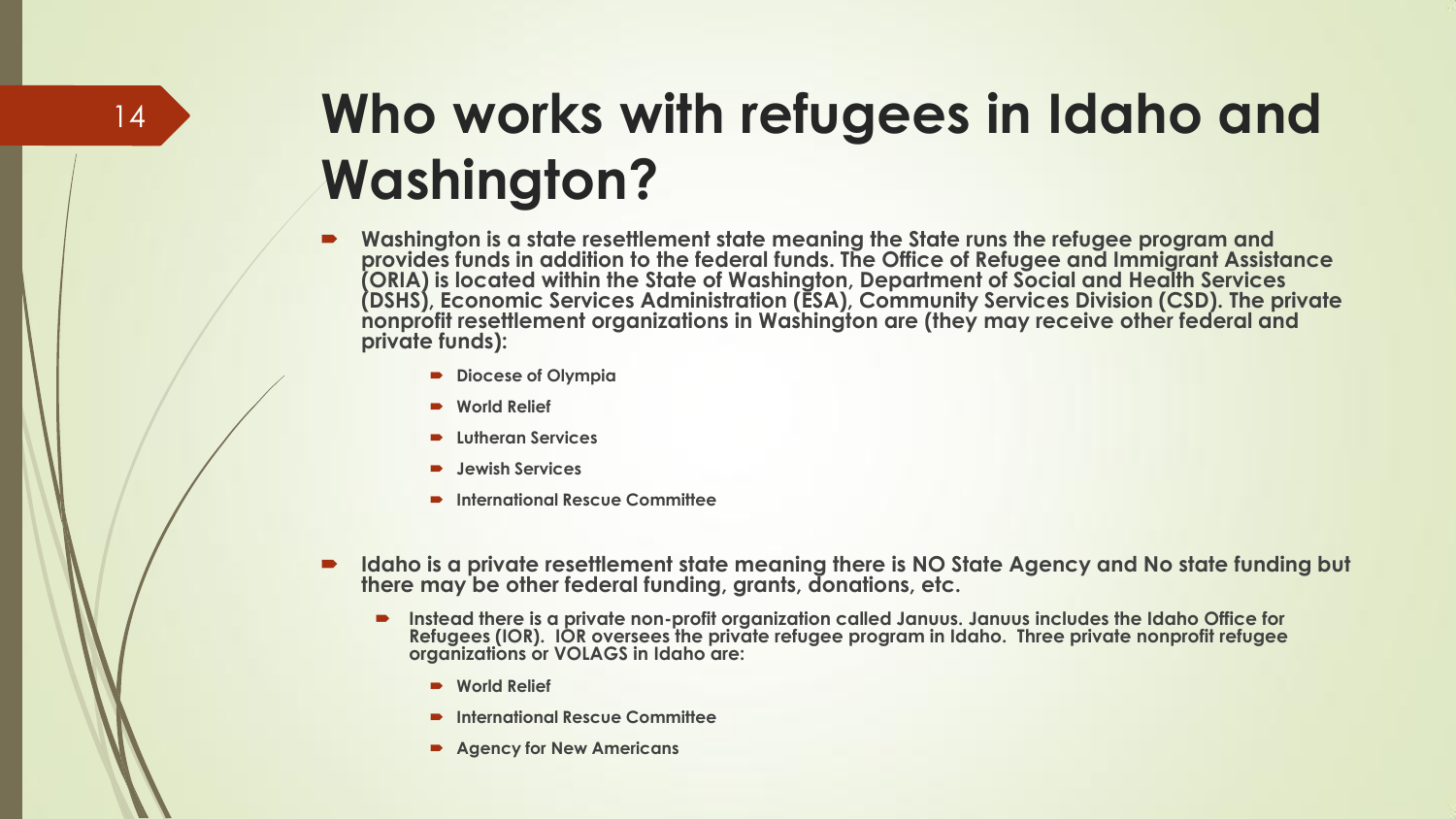# Who works with refugees in Idaho and Washington?

- Washington is a state resettlement state meaning the State runs the refugee program and provides funds in addition to the federal funds. The Office of Refugee and Immigrant Assistance (ORIA) is located within the State of Washington, Department of Social and Health Services (DSHS), Economic Services Administration (ESA), Community Services Division (CSD). The private nonprofit resettlement organizations in Washington are (they may receive other federal and private funds):
  - Diocese of Olympia
  - World Relief
  - Lutheran Services
  - Jewish Services
  - International Rescue Committee

- Idaho is a private resettlement state meaning there is NO State Agency and No state funding but there may be other federal funding, grants, donations, etc.
  - Instead there is a private non-profit organization called Januus. Januus includes the Idaho Office for Refugees (IOR). IOR oversees the private refugee program in Idaho. Three private nonprofit refugee organizations or VOLAGS in Idaho are:
    - World Relief
    - International Rescue Committee
    - Agency for New Americans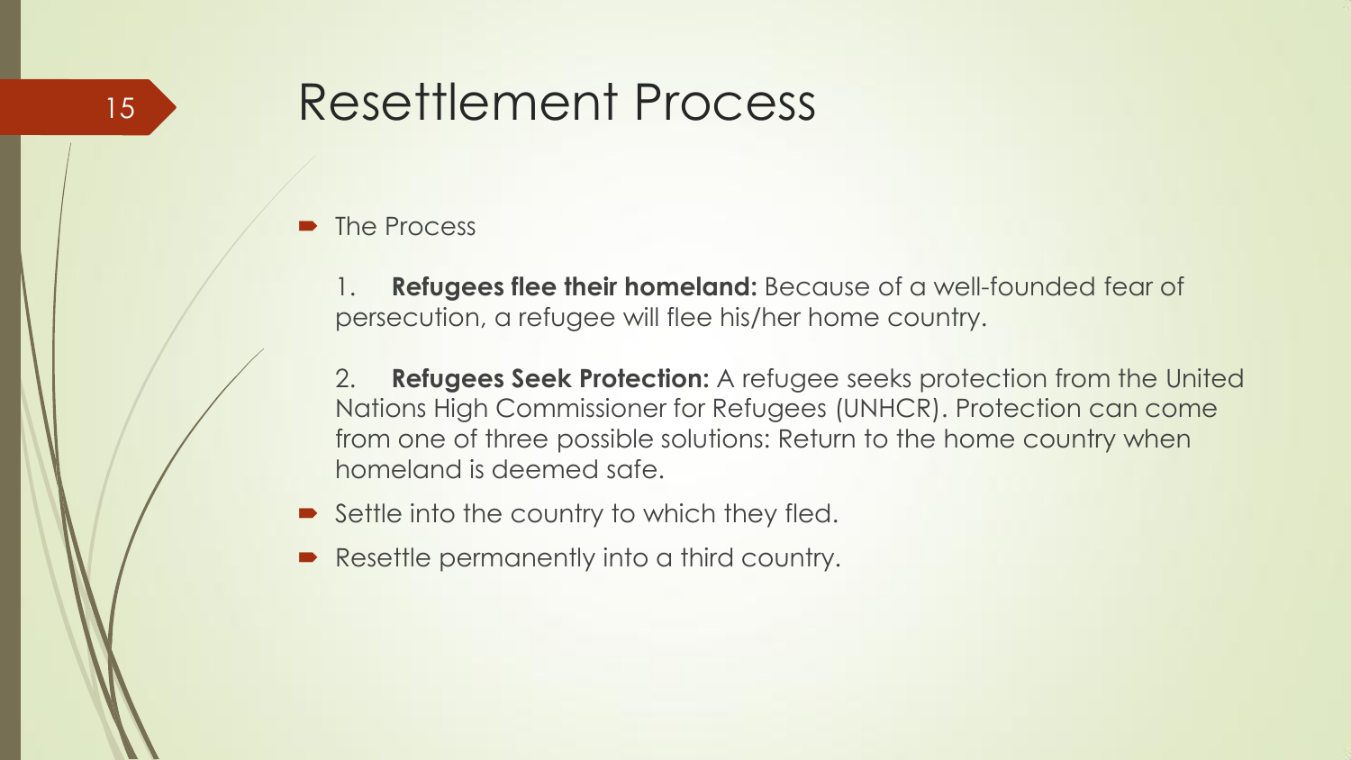# Resettlement Process

- The Process

  1. **Refugees flee their homeland:** Because of a well-founded fear of persecution, a refugee will flee his/her home country.

  2. **Refugees Seek Protection:** A refugee seeks protection from the United Nations High Commissioner for Refugees (UNHCR). Protection can come from one of three possible solutions: Return to the home country when homeland is deemed safe.

- Settle into the country to which they fled.
- Resettle permanently into a third country.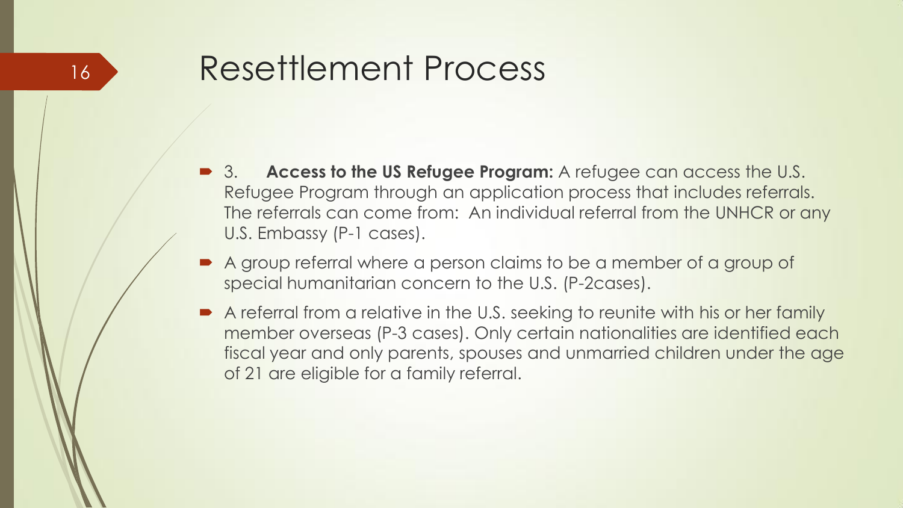# Resettlement Process

- 3. **Access to the US Refugee Program:** A refugee can access the U.S. Refugee Program through an application process that includes referrals. The referrals can come from: An individual referral from the UNHCR or any U.S. Embassy (P-1 cases).
- A group referral where a person claims to be a member of a group of special humanitarian concern to the U.S. (P-2cases).
- A referral from a relative in the U.S. seeking to reunite with his or her family member overseas (P-3 cases). Only certain nationalities are identified each fiscal year and only parents, spouses and unmarried children under the age of 21 are eligible for a family referral.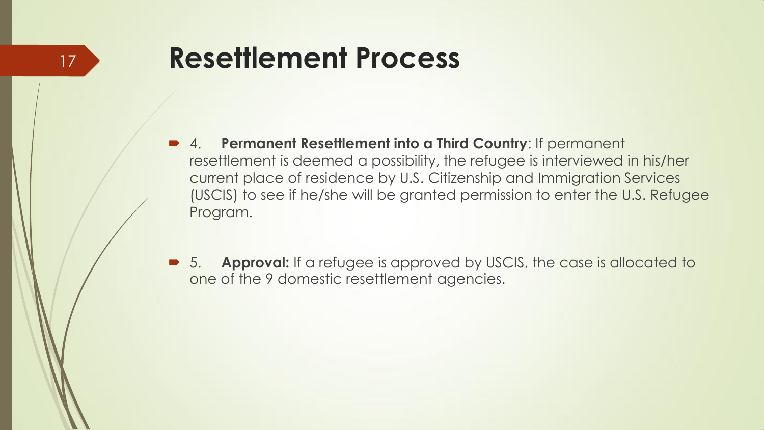# Resettlement Process

- 4. **Permanent Resettlement into a Third Country**: If permanent resettlement is deemed a possibility, the refugee is interviewed in his/her current place of residence by U.S. Citizenship and Immigration Services (USCIS) to see if he/she will be granted permission to enter the U.S. Refugee Program.

- 5. **Approval:** If a refugee is approved by USCIS, the case is allocated to one of the 9 domestic resettlement agencies.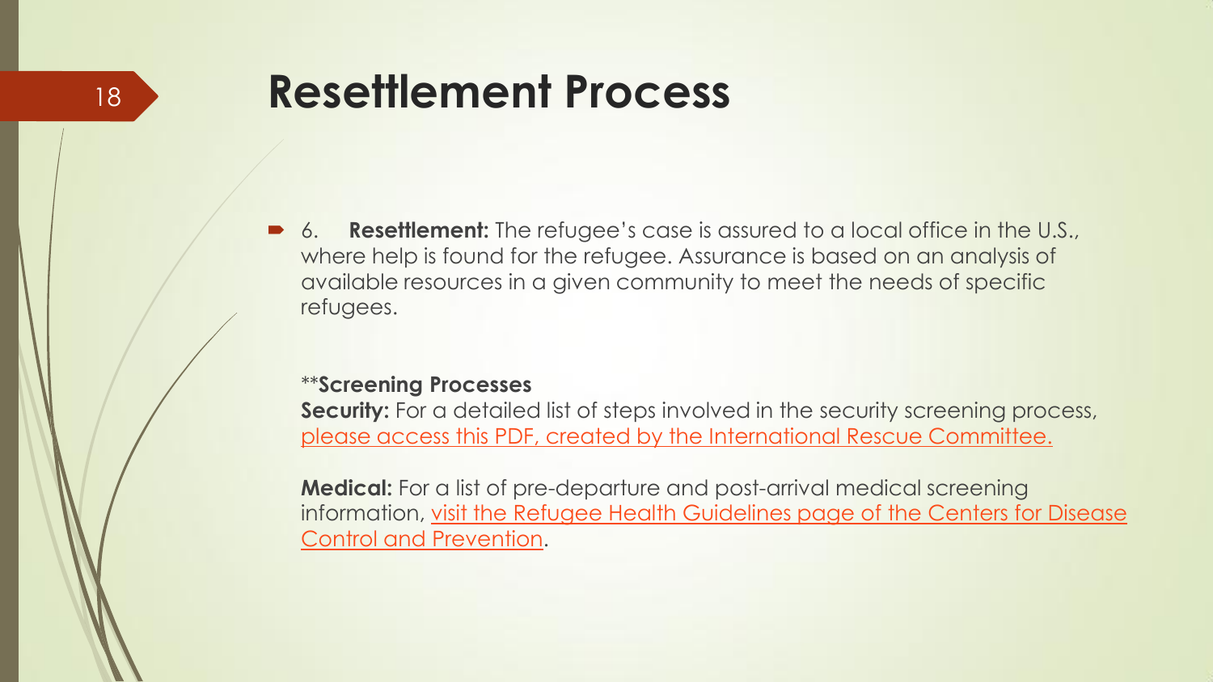# Resettlement Process

- 6. **Resettlement:** The refugee's case is assured to a local office in the U.S., where help is found for the refugee. Assurance is based on an analysis of available resources in a given community to meet the needs of specific refugees.

**Screening Processes**
**Security:** For a detailed list of steps involved in the security screening process, please access this PDF, created by the International Rescue Committee.

**Medical:** For a list of pre-departure and post-arrival medical screening information, visit the Refugee Health Guidelines page of the Centers for Disease Control and Prevention.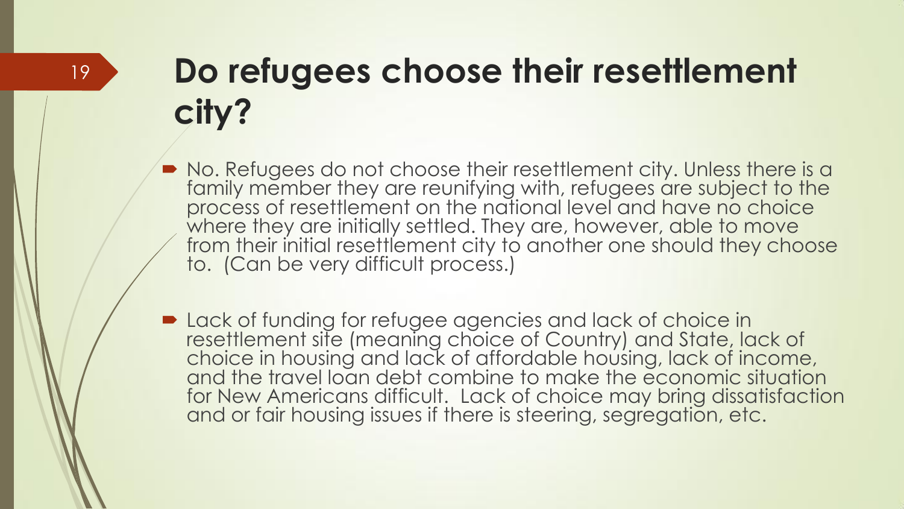# Do refugees choose their resettlement city?

- No. Refugees do not choose their resettlement city. Unless there is a family member they are reunifying with, refugees are subject to the process of resettlement on the national level and have no choice where they are initially settled. They are, however, able to move from their initial resettlement city to another one should they choose to. (Can be very difficult process.)

- Lack of funding for refugee agencies and lack of choice in resettlement site (meaning choice of Country) and State, lack of choice in housing and lack of affordable housing, lack of income, and the travel loan debt combine to make the economic situation for New Americans difficult. Lack of choice may bring dissatisfaction and or fair housing issues if there is steering, segregation, etc.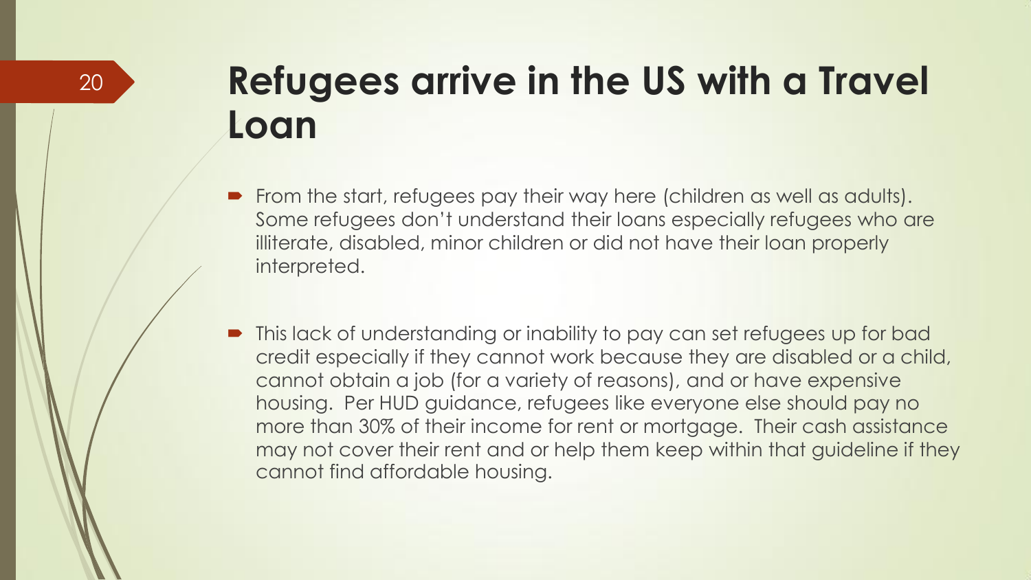# Refugees arrive in the US with a Travel Loan

- From the start, refugees pay their way here (children as well as adults). Some refugees don't understand their loans especially refugees who are illiterate, disabled, minor children or did not have their loan properly interpreted.

- This lack of understanding or inability to pay can set refugees up for bad credit especially if they cannot work because they are disabled or a child, cannot obtain a job (for a variety of reasons), and or have expensive housing. Per HUD guidance, refugees like everyone else should pay no more than 30% of their income for rent or mortgage. Their cash assistance may not cover their rent and or help them keep within that guideline if they cannot find affordable housing.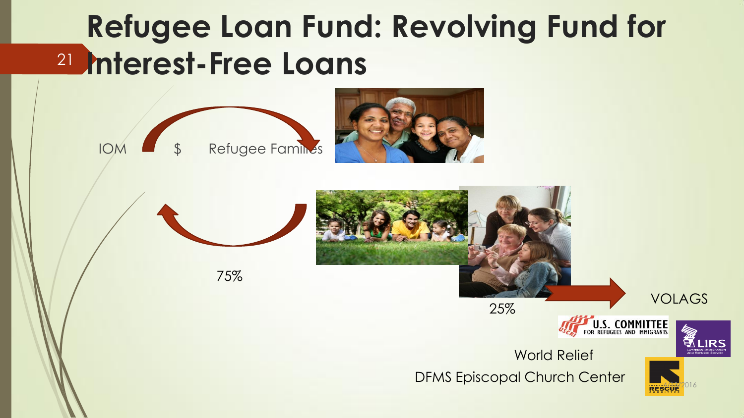# Refugee Loan Fund: Revolving Fund for Interest-Free Loans

IOM $ Refugee Families

75%

25%

VOLAGS

World Relief

DFMS Episcopal Church Center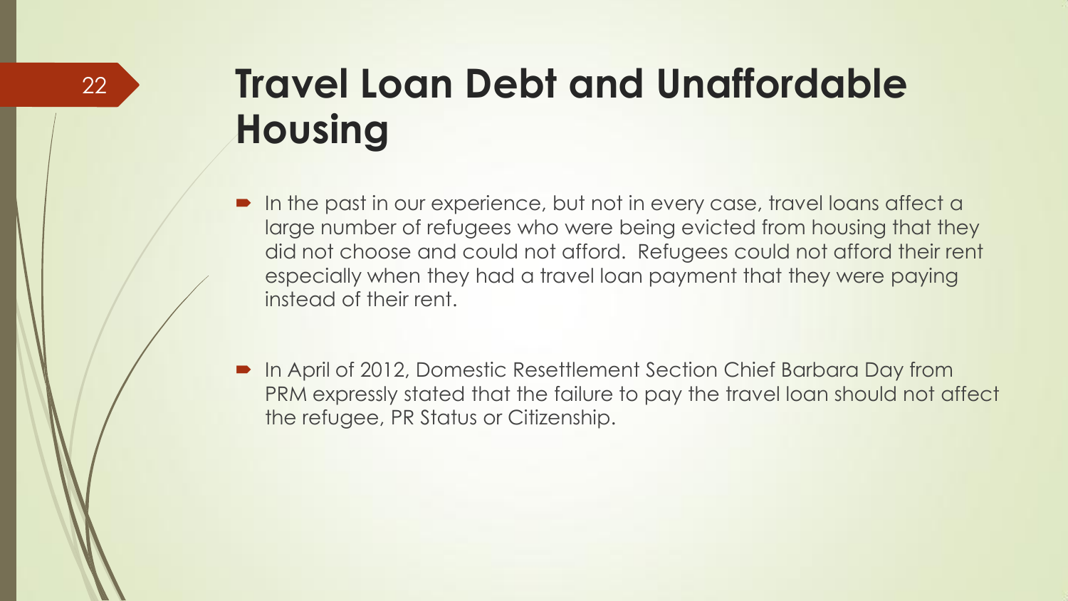# Travel Loan Debt and Unaffordable Housing

- In the past in our experience, but not in every case, travel loans affect a large number of refugees who were being evicted from housing that they did not choose and could not afford. Refugees could not afford their rent especially when they had a travel loan payment that they were paying instead of their rent.

- In April of 2012, Domestic Resettlement Section Chief Barbara Day from PRM expressly stated that the failure to pay the travel loan should not affect the refugee, PR Status or Citizenship.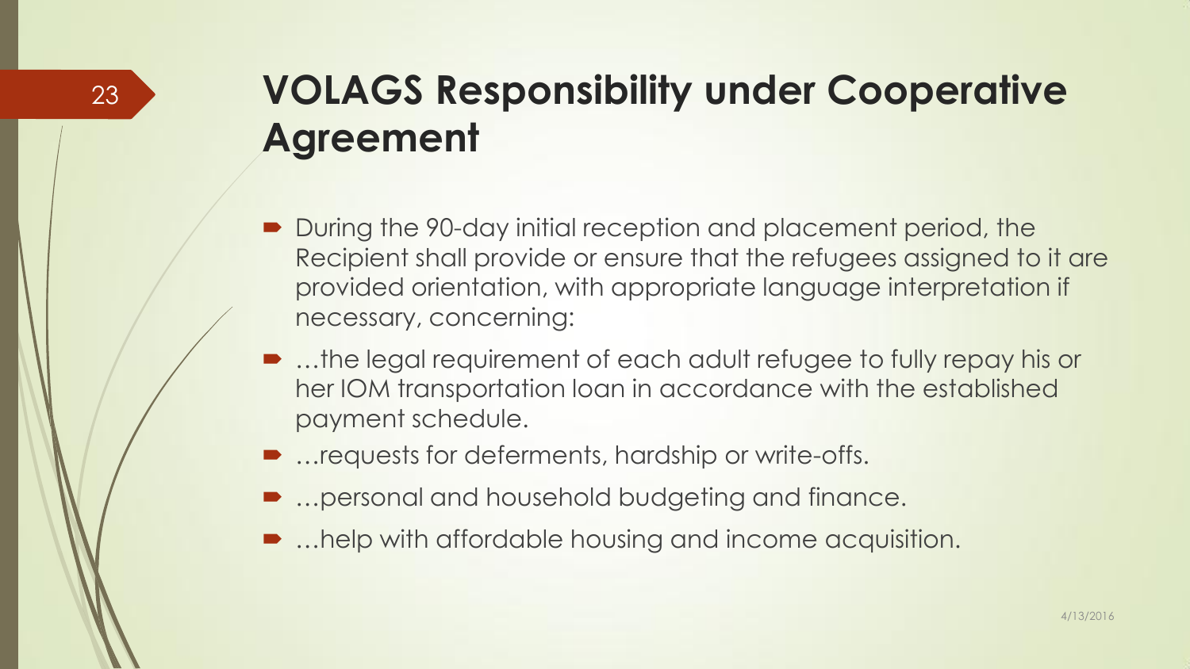# VOLAGS Responsibility under Cooperative Agreement

- During the 90-day initial reception and placement period, the Recipient shall provide or ensure that the refugees assigned to it are provided orientation, with appropriate language interpretation if necessary, concerning:
- …the legal requirement of each adult refugee to fully repay his or her IOM transportation loan in accordance with the established payment schedule.
- …requests for deferments, hardship or write-offs.
- …personal and household budgeting and finance.
- …help with affordable housing and income acquisition.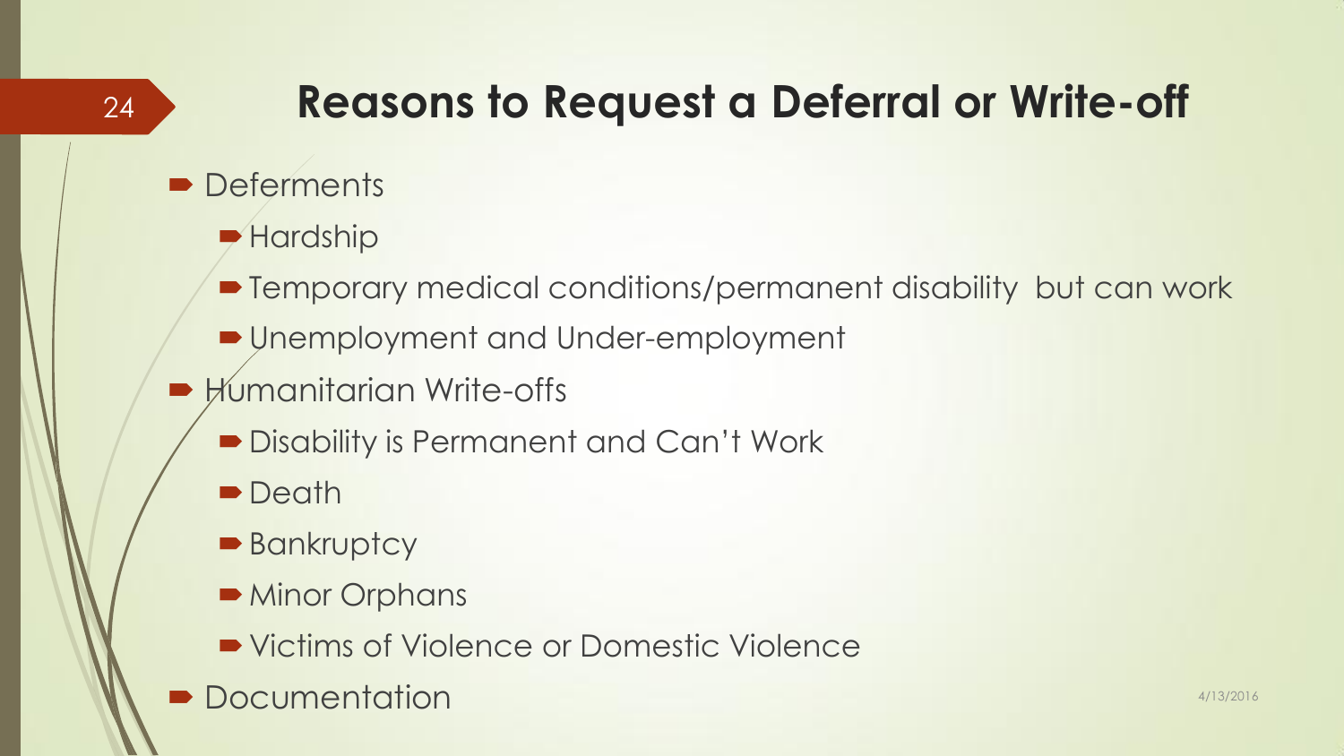# Reasons to Request a Deferral or Write-off

- Deferments
  - Hardship
  - Temporary medical conditions/permanent disability but can work
  - Unemployment and Under-employment
- Humanitarian Write-offs
  - Disability is Permanent and Can't Work
  - Death
  - Bankruptcy
  - Minor Orphans
  - Victims of Violence or Domestic Violence
- Documentation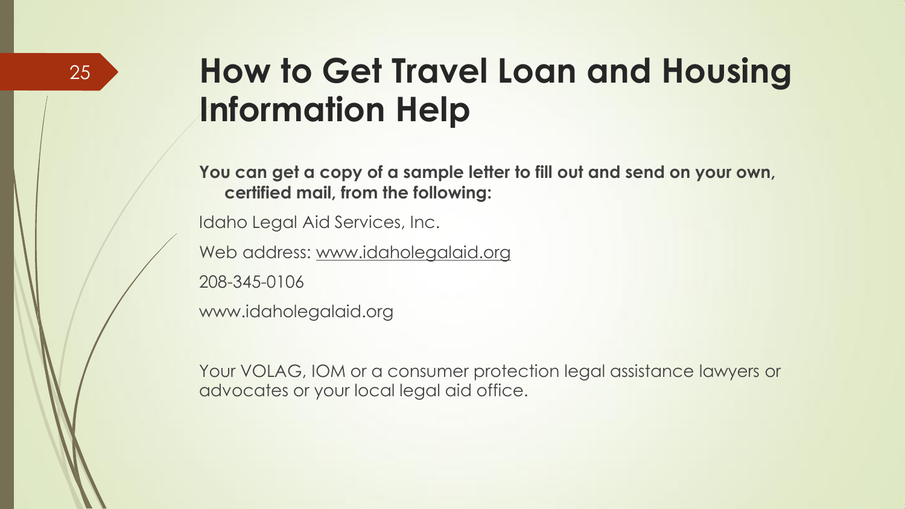# How to Get Travel Loan and Housing Information Help

**You can get a copy of a sample letter to fill out and send on your own, certified mail, from the following:**

Idaho Legal Aid Services, Inc.

Web address: www.idaholegalaid.org

208-345-0106

www.idaholegalaid.org

Your VOLAG, IOM or a consumer protection legal assistance lawyers or advocates or your local legal aid office.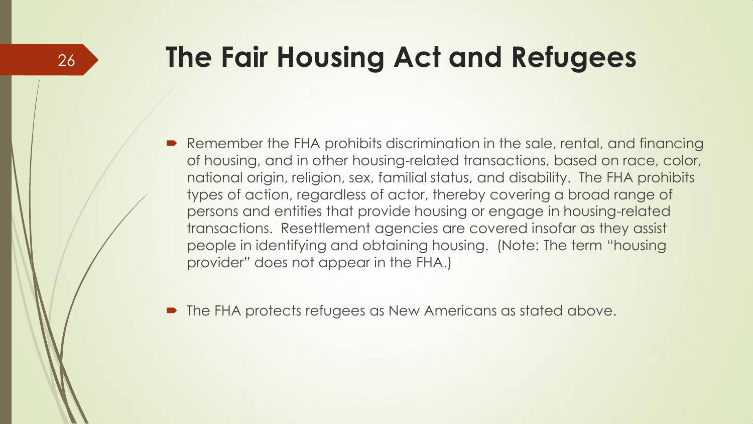# The Fair Housing Act and Refugees

- Remember the FHA prohibits discrimination in the sale, rental, and financing of housing, and in other housing-related transactions, based on race, color, national origin, religion, sex, familial status, and disability. The FHA prohibits types of action, regardless of actor, thereby covering a broad range of persons and entities that provide housing or engage in housing-related transactions. Resettlement agencies are covered insofar as they assist people in identifying and obtaining housing. (Note: The term "housing provider" does not appear in the FHA.)

- The FHA protects refugees as New Americans as stated above.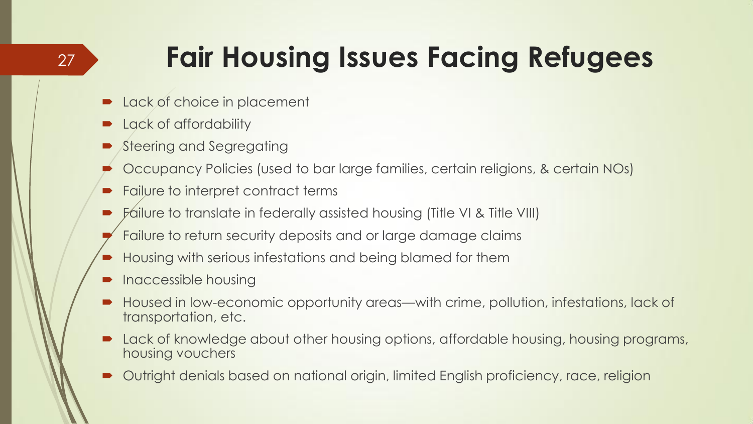# Fair Housing Issues Facing Refugees

- Lack of choice in placement
- Lack of affordability
- Steering and Segregating
- Occupancy Policies (used to bar large families, certain religions, & certain NOs)
- Failure to interpret contract terms
- Failure to translate in federally assisted housing (Title VI & Title VIII)
- Failure to return security deposits and or large damage claims
- Housing with serious infestations and being blamed for them
- Inaccessible housing
- Housed in low-economic opportunity areas—with crime, pollution, infestations, lack of transportation, etc.
- Lack of knowledge about other housing options, affordable housing, housing programs, housing vouchers
- Outright denials based on national origin, limited English proficiency, race, religion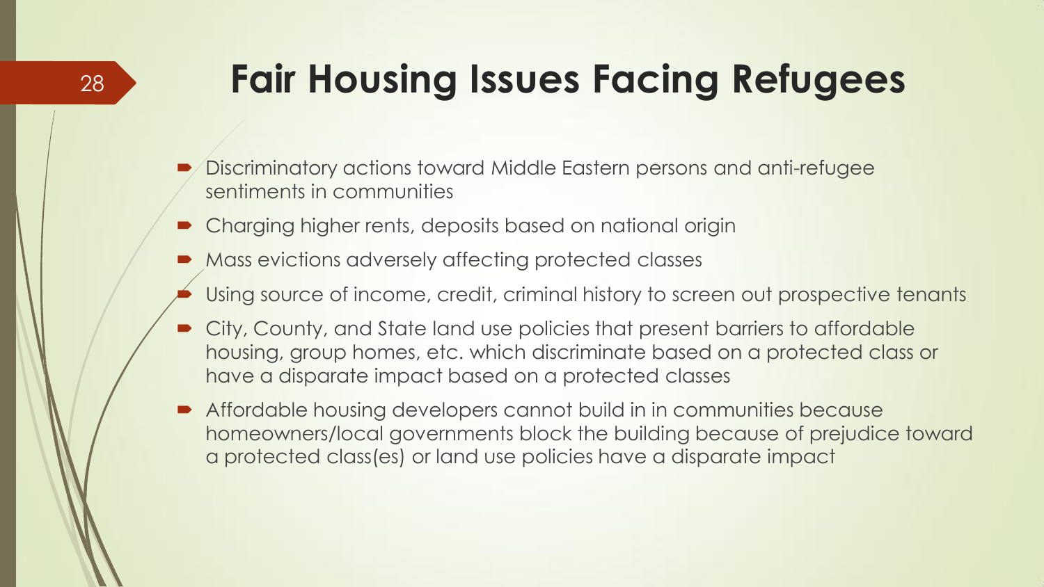# Fair Housing Issues Facing Refugees

- Discriminatory actions toward Middle Eastern persons and anti-refugee sentiments in communities
- Charging higher rents, deposits based on national origin
- Mass evictions adversely affecting protected classes
- Using source of income, credit, criminal history to screen out prospective tenants
- City, County, and State land use policies that present barriers to affordable housing, group homes, etc. which discriminate based on a protected class or have a disparate impact based on a protected classes
- Affordable housing developers cannot build in in communities because homeowners/local governments block the building because of prejudice toward a protected class(es) or land use policies have a disparate impact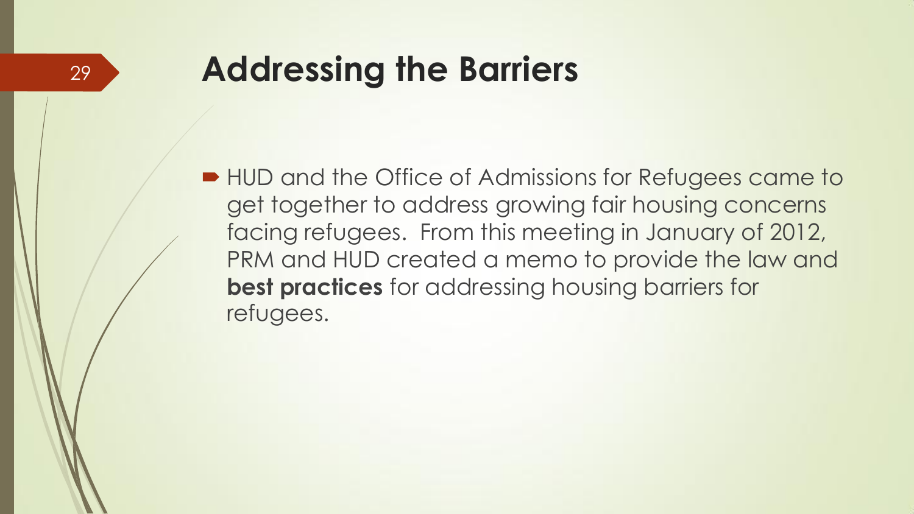# Addressing the Barriers

- HUD and the Office of Admissions for Refugees came to get together to address growing fair housing concerns facing refugees. From this meeting in January of 2012, PRM and HUD created a memo to provide the law and **best practices** for addressing housing barriers for refugees.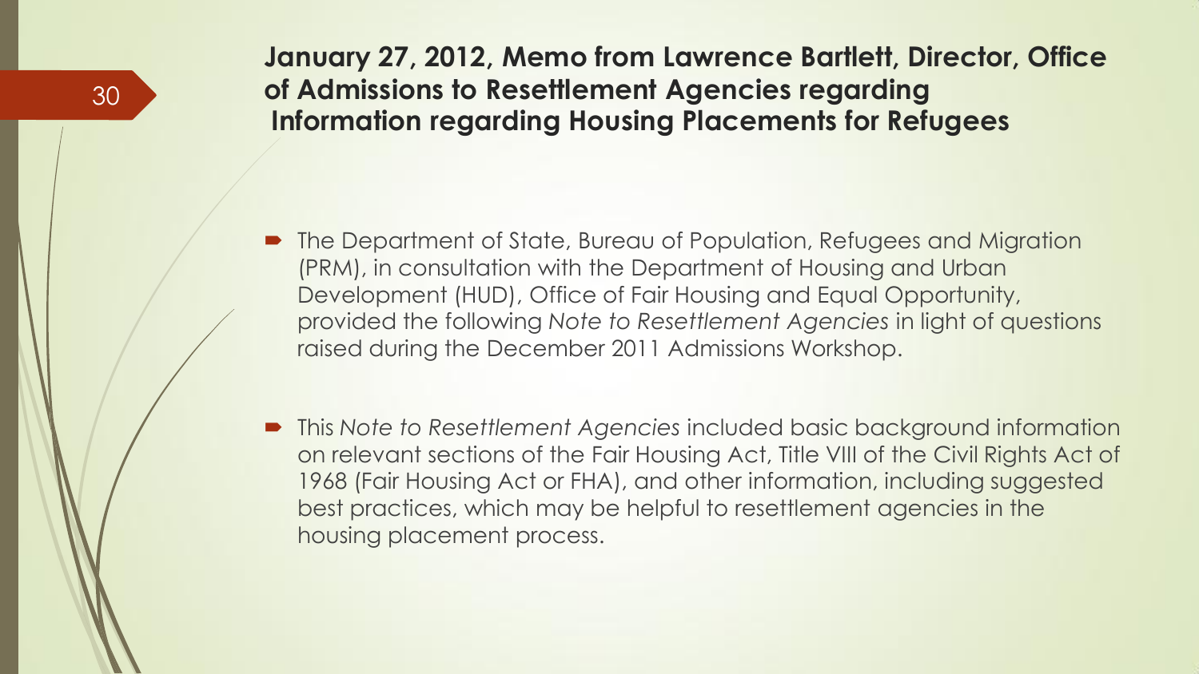## January 27, 2012, Memo from Lawrence Bartlett, Director, Office of Admissions to Resettlement Agencies regarding Information regarding Housing Placements for Refugees

- The Department of State, Bureau of Population, Refugees and Migration (PRM), in consultation with the Department of Housing and Urban Development (HUD), Office of Fair Housing and Equal Opportunity, provided the following *Note to Resettlement Agencies* in light of questions raised during the December 2011 Admissions Workshop.

- This *Note to Resettlement Agencies* included basic background information on relevant sections of the Fair Housing Act, Title VIII of the Civil Rights Act of 1968 (Fair Housing Act or FHA), and other information, including suggested best practices, which may be helpful to resettlement agencies in the housing placement process.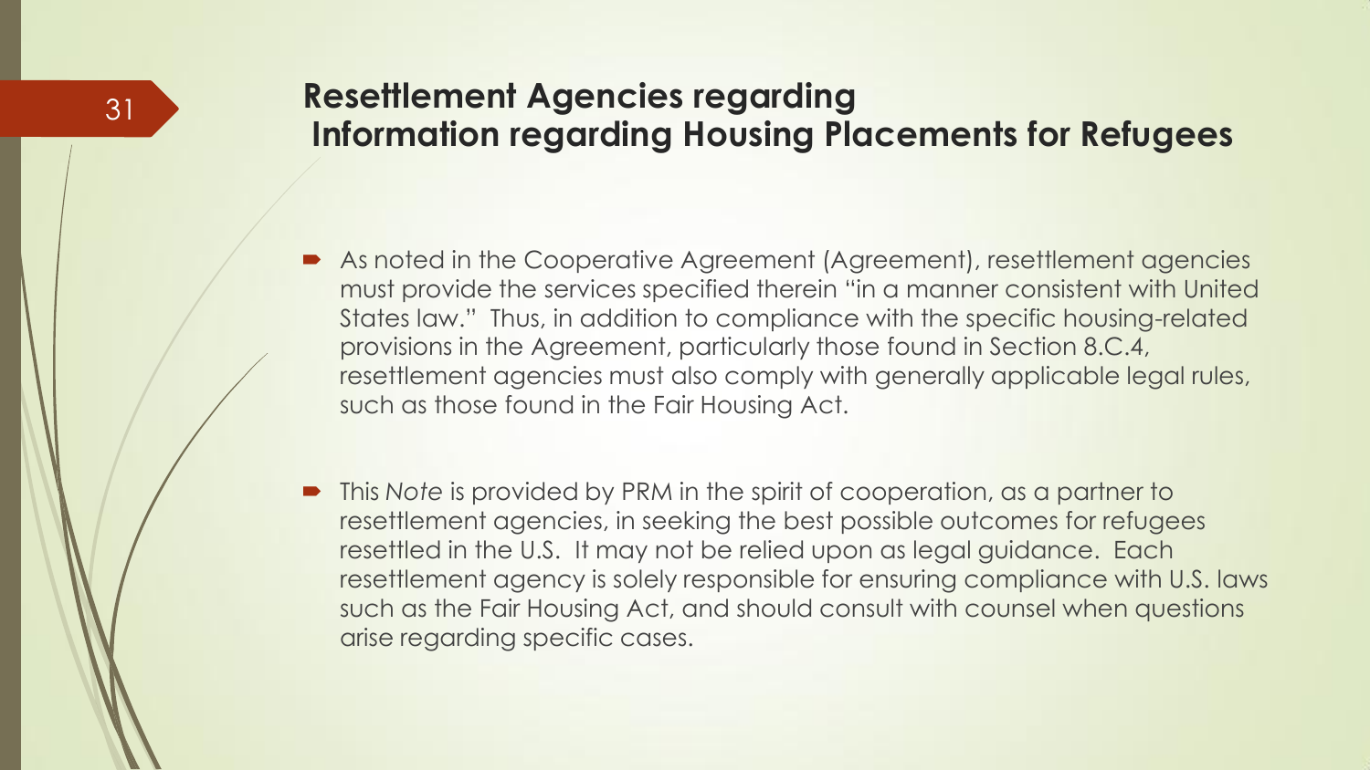## Resettlement Agencies regarding Information regarding Housing Placements for Refugees

- As noted in the Cooperative Agreement (Agreement), resettlement agencies must provide the services specified therein "in a manner consistent with United States law." Thus, in addition to compliance with the specific housing-related provisions in the Agreement, particularly those found in Section 8.C.4, resettlement agencies must also comply with generally applicable legal rules, such as those found in the Fair Housing Act.

- This *Note* is provided by PRM in the spirit of cooperation, as a partner to resettlement agencies, in seeking the best possible outcomes for refugees resettled in the U.S. It may not be relied upon as legal guidance. Each resettlement agency is solely responsible for ensuring compliance with U.S. laws such as the Fair Housing Act, and should consult with counsel when questions arise regarding specific cases.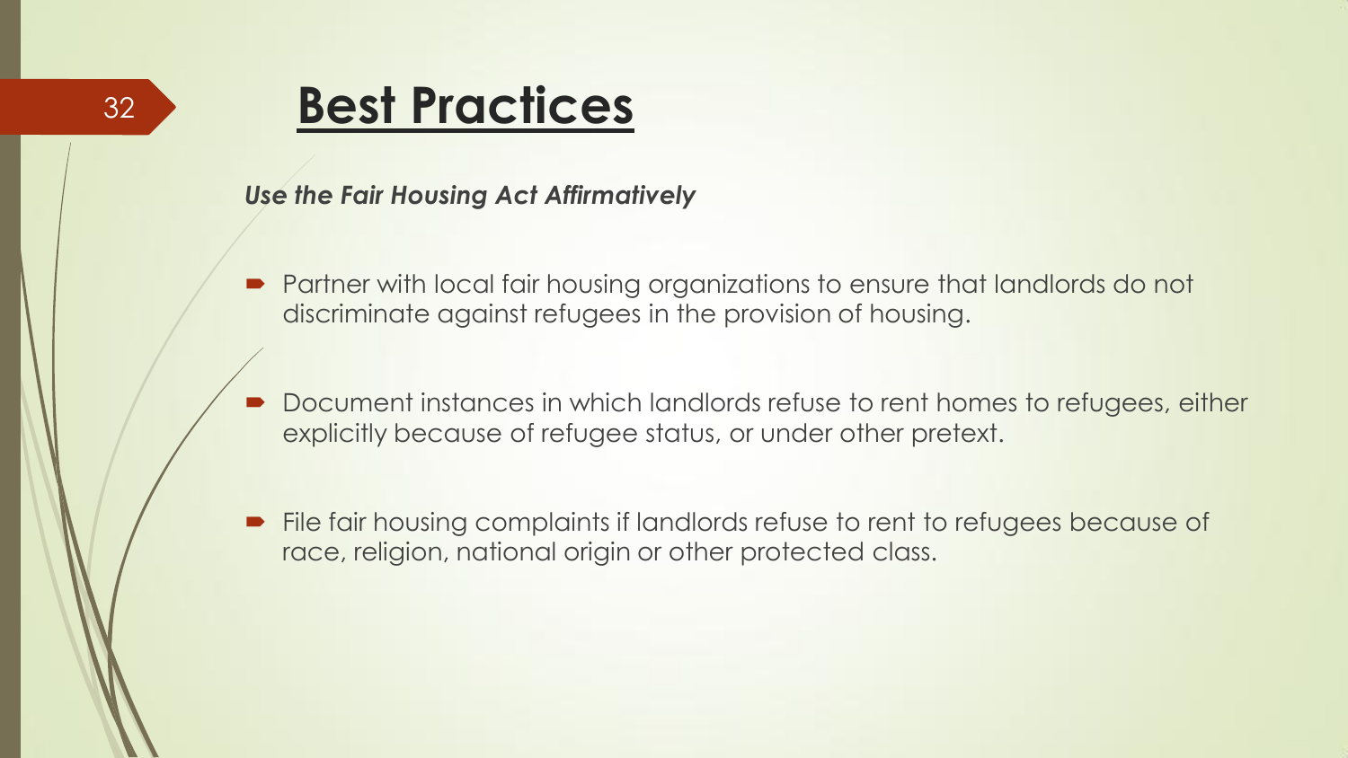# Best Practices

***Use the Fair Housing Act Affirmatively***

- Partner with local fair housing organizations to ensure that landlords do not discriminate against refugees in the provision of housing.
- Document instances in which landlords refuse to rent homes to refugees, either explicitly because of refugee status, or under other pretext.
- File fair housing complaints if landlords refuse to rent to refugees because of race, religion, national origin or other protected class.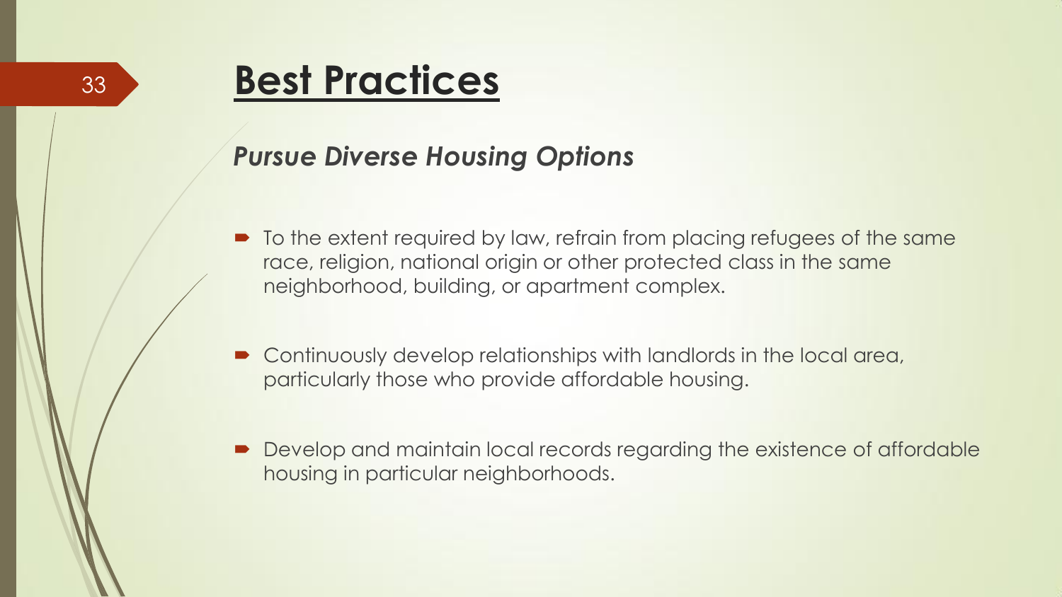# Best Practices

***Pursue Diverse Housing Options***

- To the extent required by law, refrain from placing refugees of the same race, religion, national origin or other protected class in the same neighborhood, building, or apartment complex.
- Continuously develop relationships with landlords in the local area, particularly those who provide affordable housing.
- Develop and maintain local records regarding the existence of affordable housing in particular neighborhoods.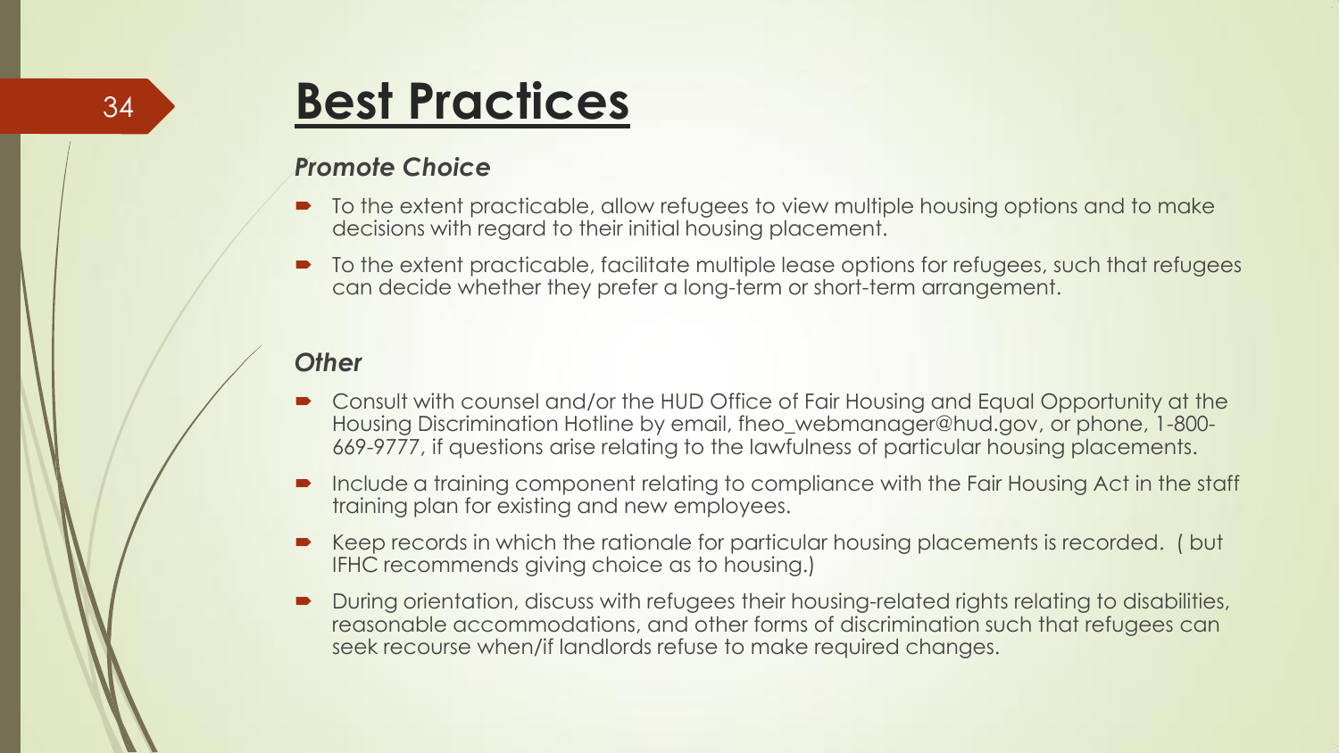# Best Practices

### *Promote Choice*

- To the extent practicable, allow refugees to view multiple housing options and to make decisions with regard to their initial housing placement.
- To the extent practicable, facilitate multiple lease options for refugees, such that refugees can decide whether they prefer a long-term or short-term arrangement.

### *Other*

- Consult with counsel and/or the HUD Office of Fair Housing and Equal Opportunity at the Housing Discrimination Hotline by email, fheo_webmanager@hud.gov, or phone, 1-800-669-9777, if questions arise relating to the lawfulness of particular housing placements.
- Include a training component relating to compliance with the Fair Housing Act in the staff training plan for existing and new employees.
- Keep records in which the rationale for particular housing placements is recorded. ( but IFHC recommends giving choice as to housing.)
- During orientation, discuss with refugees their housing-related rights relating to disabilities, reasonable accommodations, and other forms of discrimination such that refugees can seek recourse when/if landlords refuse to make required changes.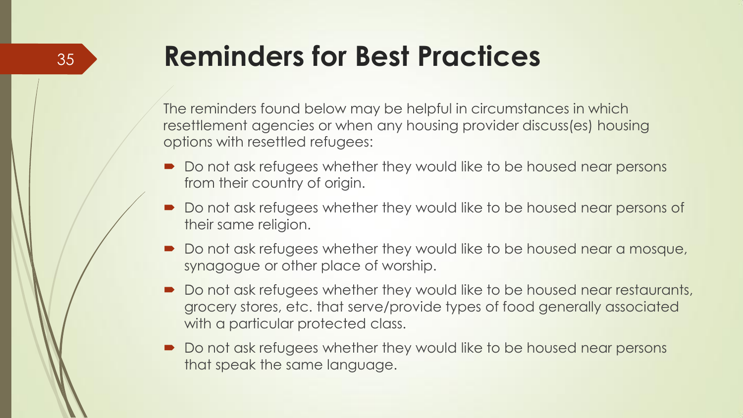# Reminders for Best Practices

The reminders found below may be helpful in circumstances in which resettlement agencies or when any housing provider discuss(es) housing options with resettled refugees:

- Do not ask refugees whether they would like to be housed near persons from their country of origin.
- Do not ask refugees whether they would like to be housed near persons of their same religion.
- Do not ask refugees whether they would like to be housed near a mosque, synagogue or other place of worship.
- Do not ask refugees whether they would like to be housed near restaurants, grocery stores, etc. that serve/provide types of food generally associated with a particular protected class.
- Do not ask refugees whether they would like to be housed near persons that speak the same language.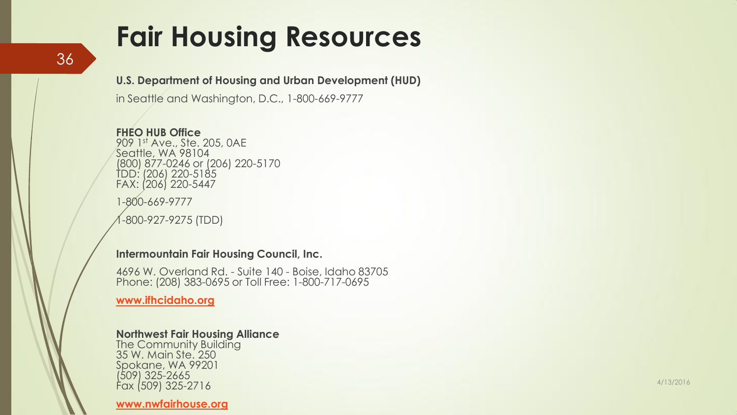# Fair Housing Resources

**U.S. Department of Housing and Urban Development (HUD)**

in Seattle and Washington, D.C., 1-800-669-9777

**FHEO HUB Office**
909 1st Ave., Ste. 205, 0AE
Seattle, WA 98104
(800) 877-0246 or (206) 220-5170
TDD: (206) 220-5185
FAX: (206) 220-5447

1-800-669-9777

1-800-927-9275 (TDD)

**Intermountain Fair Housing Council, Inc.**

4696 W. Overland Rd. - Suite 140 - Boise, Idaho 83705
Phone: (208) 383-0695 or Toll Free: 1-800-717-0695

**www.ifhcidaho.org**

**Northwest Fair Housing Alliance**
The Community Building
35 W. Main Ste. 250
Spokane, WA 99201
(509) 325-2665
Fax (509) 325-2716

**www.nwfairhouse.org**

4/13/2016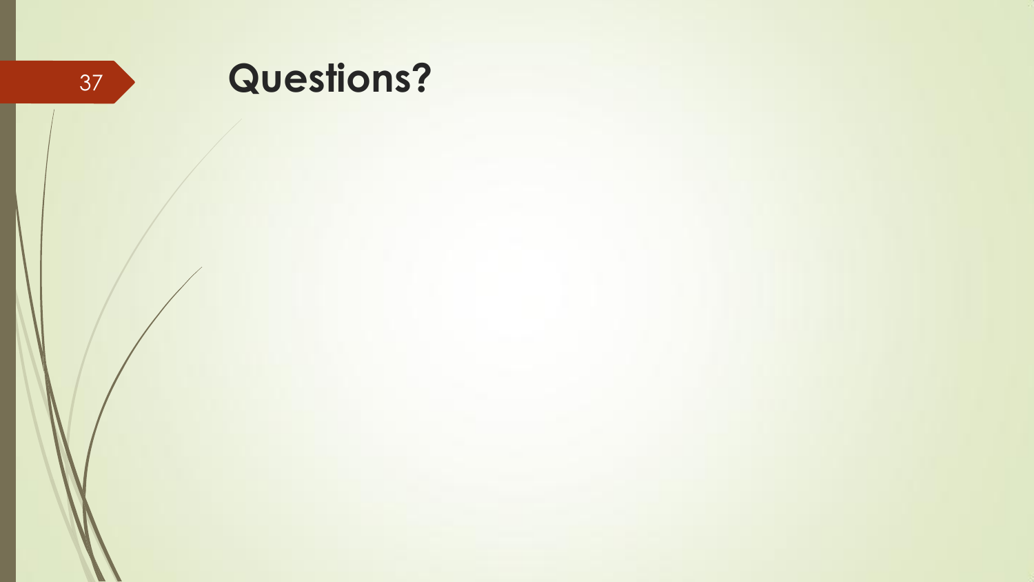# Questions?